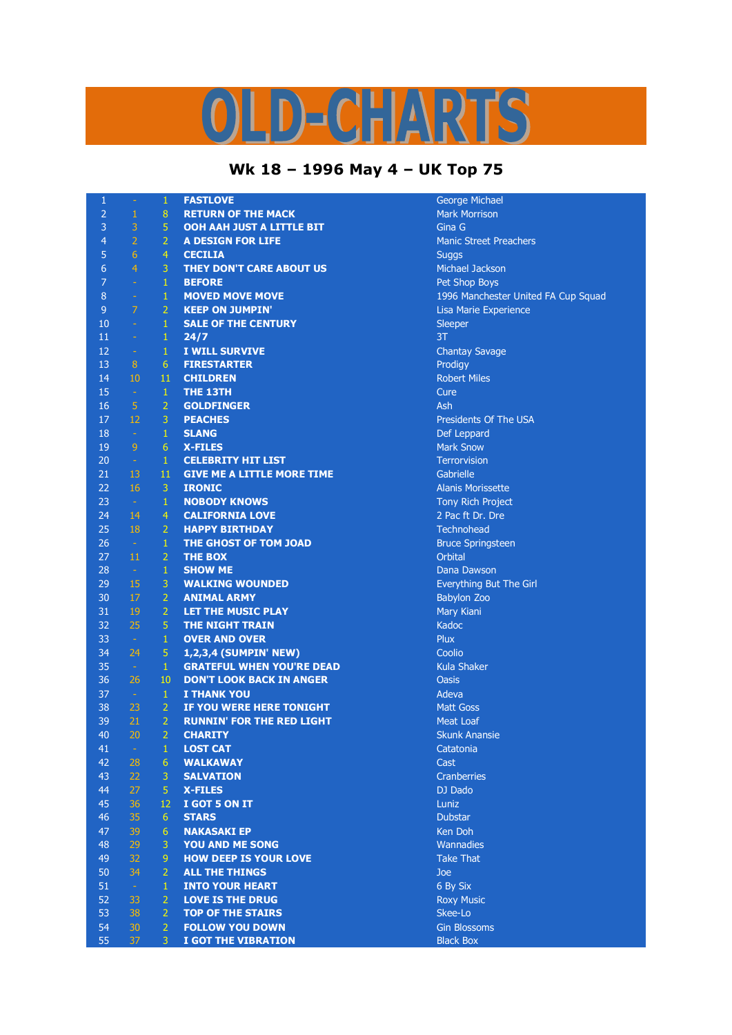# OLD-CHARTS

## Wk 18 – 1996 May 4 – UK Top 75

| | | | | |
|---|---|---|---|---|
| 1 | - | 1 | **FASTLOVE** | George Michael |
| 2 | 1 | 8 | **RETURN OF THE MACK** | Mark Morrison |
| 3 | 3 | 5 | **OOH AAH JUST A LITTLE BIT** | Gina G |
| 4 | 2 | 2 | **A DESIGN FOR LIFE** | Manic Street Preachers |
| 5 | 6 | 4 | **CECILIA** | Suggs |
| 6 | 4 | 3 | **THEY DON'T CARE ABOUT US** | Michael Jackson |
| 7 | - | 1 | **BEFORE** | Pet Shop Boys |
| 8 | - | 1 | **MOVED MOVE MOVE** | 1996 Manchester United FA Cup Squad |
| 9 | 7 | 2 | **KEEP ON JUMPIN'** | Lisa Marie Experience |
| 10 | - | 1 | **SALE OF THE CENTURY** | Sleeper |
| 11 | - | 1 | **24/7** | 3T |
| 12 | - | 1 | **I WILL SURVIVE** | Chantay Savage |
| 13 | 8 | 6 | **FIRESTARTER** | Prodigy |
| 14 | 10 | 11 | **CHILDREN** | Robert Miles |
| 15 | - | 1 | **THE 13TH** | Cure |
| 16 | 5 | 2 | **GOLDFINGER** | Ash |
| 17 | 12 | 3 | **PEACHES** | Presidents Of The USA |
| 18 | - | 1 | **SLANG** | Def Leppard |
| 19 | 9 | 6 | **X-FILES** | Mark Snow |
| 20 | - | 1 | **CELEBRITY HIT LIST** | Terrorvision |
| 21 | 13 | 11 | **GIVE ME A LITTLE MORE TIME** | Gabrielle |
| 22 | 16 | 3 | **IRONIC** | Alanis Morissette |
| 23 | - | 1 | **NOBODY KNOWS** | Tony Rich Project |
| 24 | 14 | 4 | **CALIFORNIA LOVE** | 2 Pac ft Dr. Dre |
| 25 | 18 | 2 | **HAPPY BIRTHDAY** | Technohead |
| 26 | - | 1 | **THE GHOST OF TOM JOAD** | Bruce Springsteen |
| 27 | 11 | 2 | **THE BOX** | Orbital |
| 28 | - | 1 | **SHOW ME** | Dana Dawson |
| 29 | 15 | 3 | **WALKING WOUNDED** | Everything But The Girl |
| 30 | 17 | 2 | **ANIMAL ARMY** | Babylon Zoo |
| 31 | 19 | 2 | **LET THE MUSIC PLAY** | Mary Kiani |
| 32 | 25 | 5 | **THE NIGHT TRAIN** | Kadoc |
| 33 | - | 1 | **OVER AND OVER** | Plux |
| 34 | 24 | 5 | **1,2,3,4 (SUMPIN' NEW)** | Coolio |
| 35 | - | 1 | **GRATEFUL WHEN YOU'RE DEAD** | Kula Shaker |
| 36 | 26 | 10 | **DON'T LOOK BACK IN ANGER** | Oasis |
| 37 | - | 1 | **I THANK YOU** | Adeva |
| 38 | 23 | 2 | **IF YOU WERE HERE TONIGHT** | Matt Goss |
| 39 | 21 | 2 | **RUNNIN' FOR THE RED LIGHT** | Meat Loaf |
| 40 | 20 | 2 | **CHARITY** | Skunk Anansie |
| 41 | - | 1 | **LOST CAT** | Catatonia |
| 42 | 28 | 6 | **WALKAWAY** | Cast |
| 43 | 22 | 3 | **SALVATION** | Cranberries |
| 44 | 27 | 5 | **X-FILES** | DJ Dado |
| 45 | 36 | 12 | **I GOT 5 ON IT** | Luniz |
| 46 | 35 | 6 | **STARS** | Dubstar |
| 47 | 39 | 6 | **NAKASAKI EP** | Ken Doh |
| 48 | 29 | 3 | **YOU AND ME SONG** | Wannadies |
| 49 | 32 | 9 | **HOW DEEP IS YOUR LOVE** | Take That |
| 50 | 34 | 2 | **ALL THE THINGS** | Joe |
| 51 | - | 1 | **INTO YOUR HEART** | 6 By Six |
| 52 | 33 | 2 | **LOVE IS THE DRUG** | Roxy Music |
| 53 | 38 | 2 | **TOP OF THE STAIRS** | Skee-Lo |
| 54 | 30 | 2 | **FOLLOW YOU DOWN** | Gin Blossoms |
| 55 | 37 | 3 | **I GOT THE VIBRATION** | Black Box |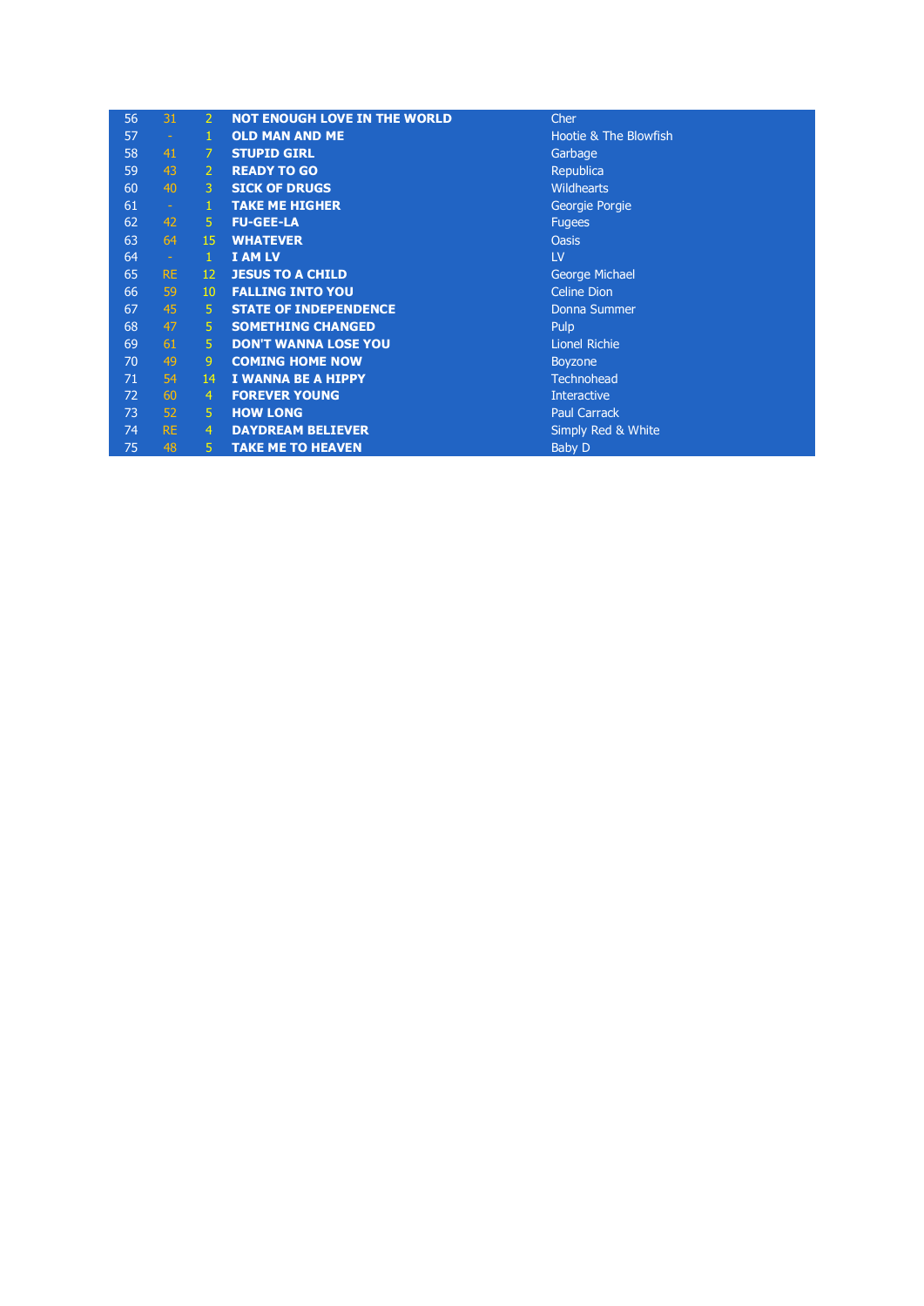| | | | | |
|---|---|---|---|---|
| 56 | 31 | 2 | **NOT ENOUGH LOVE IN THE WORLD** | Cher |
| 57 | - | 1 | **OLD MAN AND ME** | Hootie & The Blowfish |
| 58 | 41 | 7 | **STUPID GIRL** | Garbage |
| 59 | 43 | 2 | **READY TO GO** | Republica |
| 60 | 40 | 3 | **SICK OF DRUGS** | Wildhearts |
| 61 | - | 1 | **TAKE ME HIGHER** | Georgie Porgie |
| 62 | 42 | 5 | **FU-GEE-LA** | Fugees |
| 63 | 64 | 15 | **WHATEVER** | Oasis |
| 64 | - | 1 | **I AM LV** | LV |
| 65 | RE | 12 | **JESUS TO A CHILD** | George Michael |
| 66 | 59 | 10 | **FALLING INTO YOU** | Celine Dion |
| 67 | 45 | 5 | **STATE OF INDEPENDENCE** | Donna Summer |
| 68 | 47 | 5 | **SOMETHING CHANGED** | Pulp |
| 69 | 61 | 5 | **DON'T WANNA LOSE YOU** | Lionel Richie |
| 70 | 49 | 9 | **COMING HOME NOW** | Boyzone |
| 71 | 54 | 14 | **I WANNA BE A HIPPY** | Technohead |
| 72 | 60 | 4 | **FOREVER YOUNG** | Interactive |
| 73 | 52 | 5 | **HOW LONG** | Paul Carrack |
| 74 | RE | 4 | **DAYDREAM BELIEVER** | Simply Red & White |
| 75 | 48 | 5 | **TAKE ME TO HEAVEN** | Baby D |